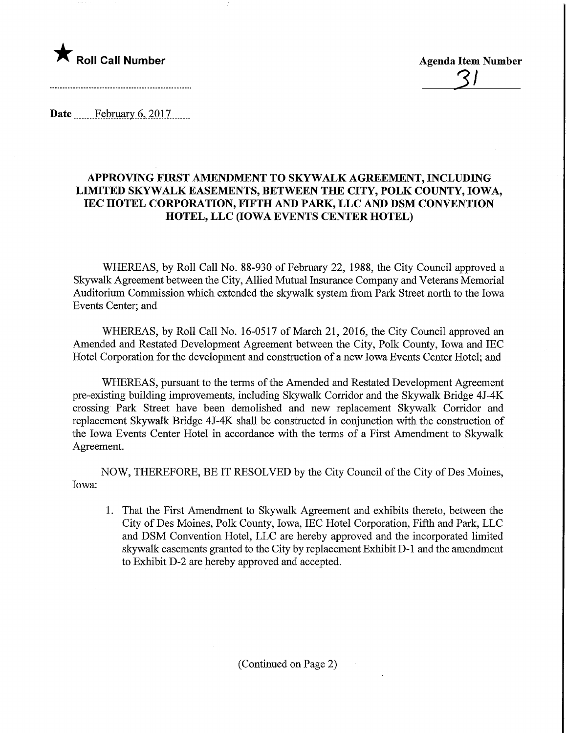★ **Roll Call Number**

**Agenda Item Number**

31

**Date** February 6, 2017

## APPROVING FIRST AMENDMENT TO SKYWALK AGREEMENT, INCLUDING LIMITED SKYWALK EASEMENTS, BETWEEN THE CITY, POLK COUNTY, IOWA, IEC HOTEL CORPORATION, FIFTH AND PARK, LLC AND DSM CONVENTION HOTEL, LLC (IOWA EVENTS CENTER HOTEL)

WHEREAS, by Roll Call No. 88-930 of February 22, 1988, the City Council approved a Skywalk Agreement between the City, Allied Mutual Insurance Company and Veterans Memorial Auditorium Commission which extended the skywalk system from Park Street north to the Iowa Events Center; and

WHEREAS, by Roll Call No. 16-0517 of March 21, 2016, the City Council approved an Amended and Restated Development Agreement between the City, Polk County, Iowa and IEC Hotel Corporation for the development and construction of a new Iowa Events Center Hotel; and

WHEREAS, pursuant to the terms of the Amended and Restated Development Agreement pre-existing building improvements, including Skywalk Corridor and the Skywalk Bridge 4J-4K crossing Park Street have been demolished and new replacement Skywalk Corridor and replacement Skywalk Bridge 4J-4K shall be constructed in conjunction with the construction of the Iowa Events Center Hotel in accordance with the terms of a First Amendment to Skywalk Agreement.

NOW, THEREFORE, BE IT RESOLVED by the City Council of the City of Des Moines, Iowa:

1. That the First Amendment to Skywalk Agreement and exhibits thereto, between the City of Des Moines, Polk County, Iowa, IEC Hotel Corporation, Fifth and Park, LLC and DSM Convention Hotel, LLC are hereby approved and the incorporated limited skywalk easements granted to the City by replacement Exhibit D-1 and the amendment to Exhibit D-2 are hereby approved and accepted.

(Continued on Page 2)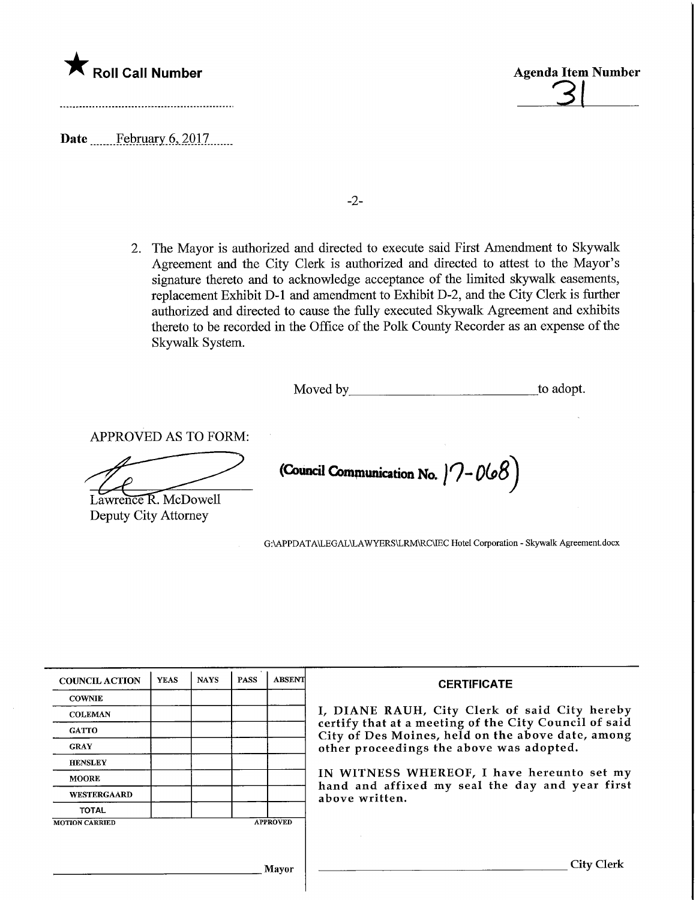★ Roll Call Number

Agenda Item Number

31

Date February 6, 2017

2. The Mayor is authorized and directed to execute said First Amendment to Skywalk Agreement and the City Clerk is authorized and directed to attest to the Mayor's signature thereto and to acknowledge acceptance of the limited skywalk easements, replacement Exhibit D-1 and amendment to Exhibit D-2, and the City Clerk is further authorized and directed to cause the fully executed Skywalk Agreement and exhibits thereto to be recorded in the Office of the Polk County Recorder as an expense of the Skywalk System.

Moved by ______________________ to adopt.

APPROVED AS TO FORM:

Lawrence R. McDowell
Deputy City Attorney

(Council Communication No. 17-068)

G:\APPDATA\LEGAL\LAWYERS\LRM\RC\IEC Hotel Corporation - Skywalk Agreement.docx

| COUNCIL ACTION | YEAS | NAYS | PASS | ABSENT |
|---|---|---|---|---|
| COWNIE | | | | |
| COLEMAN | | | | |
| GATTO | | | | |
| GRAY | | | | |
| HENSLEY | | | | |
| MOORE | | | | |
| WESTERGAARD | | | | |
| TOTAL | | | | |

MOTION CARRIED APPROVED

______________________ Mayor

**CERTIFICATE**

I, DIANE RAUH, City Clerk of said City hereby certify that at a meeting of the City Council of said City of Des Moines, held on the above date, among other proceedings the above was adopted.

IN WITNESS WHEREOF, I have hereunto set my hand and affixed my seal the day and year first above written.

______________________ City Clerk